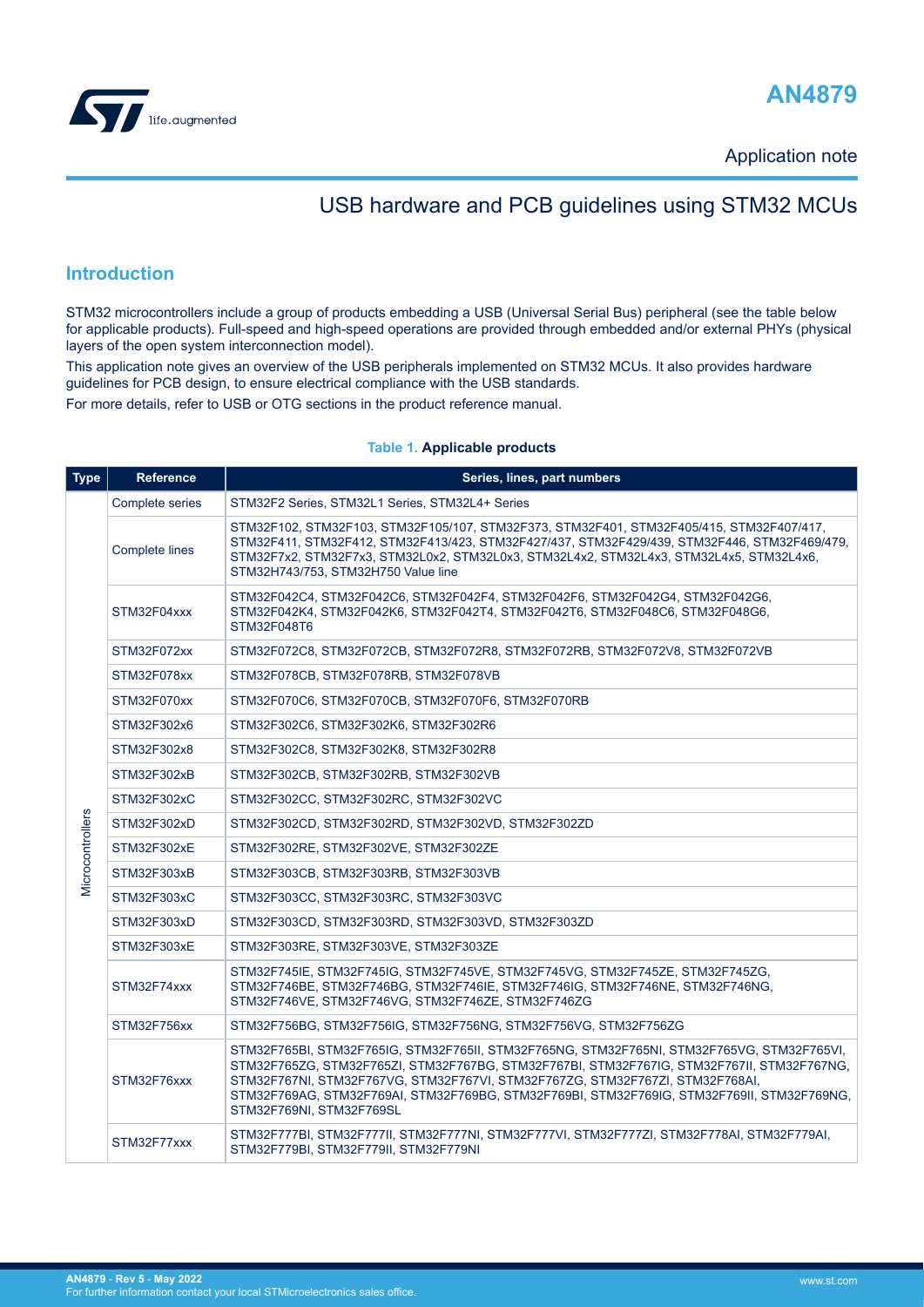# AN4879

Application note

## USB hardware and PCB guidelines using STM32 MCUs

## Introduction

STM32 microcontrollers include a group of products embedding a USB (Universal Serial Bus) peripheral (see the table below for applicable products). Full-speed and high-speed operations are provided through embedded and/or external PHYs (physical layers of the open system interconnection model).

This application note gives an overview of the USB peripherals implemented on STM32 MCUs. It also provides hardware guidelines for PCB design, to ensure electrical compliance with the USB standards.

For more details, refer to USB or OTG sections in the product reference manual.

**Table 1. Applicable products**

| Type | Reference | Series, lines, part numbers |
|---|---|---|
| Microcontrollers | Complete series | STM32F2 Series, STM32L1 Series, STM32L4+ Series |
| | Complete lines | STM32F102, STM32F103, STM32F105/107, STM32F373, STM32F401, STM32F405/415, STM32F407/417, STM32F411, STM32F412, STM32F413/423, STM32F427/437, STM32F429/439, STM32F446, STM32F469/479, STM32F7x2, STM32F7x3, STM32L0x2, STM32L0x3, STM32L4x2, STM32L4x3, STM32L4x5, STM32L4x6, STM32H743/753, STM32H750 Value line |
| | STM32F04xxx | STM32F042C4, STM32F042C6, STM32F042F4, STM32F042F6, STM32F042G4, STM32F042G6, STM32F042K4, STM32F042K6, STM32F042T4, STM32F042T6, STM32F048C6, STM32F048G6, STM32F048T6 |
| | STM32F072xx | STM32F072C8, STM32F072CB, STM32F072R8, STM32F072RB, STM32F072V8, STM32F072VB |
| | STM32F078xx | STM32F078CB, STM32F078RB, STM32F078VB |
| | STM32F070xx | STM32F070C6, STM32F070CB, STM32F070F6, STM32F070RB |
| | STM32F302x6 | STM32F302C6, STM32F302K6, STM32F302R6 |
| | STM32F302x8 | STM32F302C8, STM32F302K8, STM32F302R8 |
| | STM32F302xB | STM32F302CB, STM32F302RB, STM32F302VB |
| | STM32F302xC | STM32F302CC, STM32F302RC, STM32F302VC |
| | STM32F302xD | STM32F302CD, STM32F302RD, STM32F302VD, STM32F302ZD |
| | STM32F302xE | STM32F302RE, STM32F302VE, STM32F302ZE |
| | STM32F303xB | STM32F303CB, STM32F303RB, STM32F303VB |
| | STM32F303xC | STM32F303CC, STM32F303RC, STM32F303VC |
| | STM32F303xD | STM32F303CD, STM32F303RD, STM32F303VD, STM32F303ZD |
| | STM32F303xE | STM32F303RE, STM32F303VE, STM32F303ZE |
| | STM32F74xxx | STM32F745IE, STM32F745IG, STM32F745VE, STM32F745VG, STM32F745ZE, STM32F745ZG, STM32F746BE, STM32F746BG, STM32F746IE, STM32F746IG, STM32F746NE, STM32F746NG, STM32F746VE, STM32F746VG, STM32F746ZE, STM32F746ZG |
| | STM32F756xx | STM32F756BG, STM32F756IG, STM32F756NG, STM32F756VG, STM32F756ZG |
| | STM32F76xxx | STM32F765BI, STM32F765IG, STM32F765II, STM32F765NG, STM32F765NI, STM32F765VG, STM32F765VI, STM32F765ZG, STM32F765ZI, STM32F767BG, STM32F767BI, STM32F767IG, STM32F767II, STM32F767NG, STM32F767NI, STM32F767VG, STM32F767VI, STM32F767ZG, STM32F767ZI, STM32F768AI, STM32F769AG, STM32F769AI, STM32F769BG, STM32F769BI, STM32F769IG, STM32F769II, STM32F769NG, STM32F769NI, STM32F769SL |
| | STM32F77xxx | STM32F777BI, STM32F777II, STM32F777NI, STM32F777VI, STM32F777ZI, STM32F778AI, STM32F779AI, STM32F779BI, STM32F779II, STM32F779NI |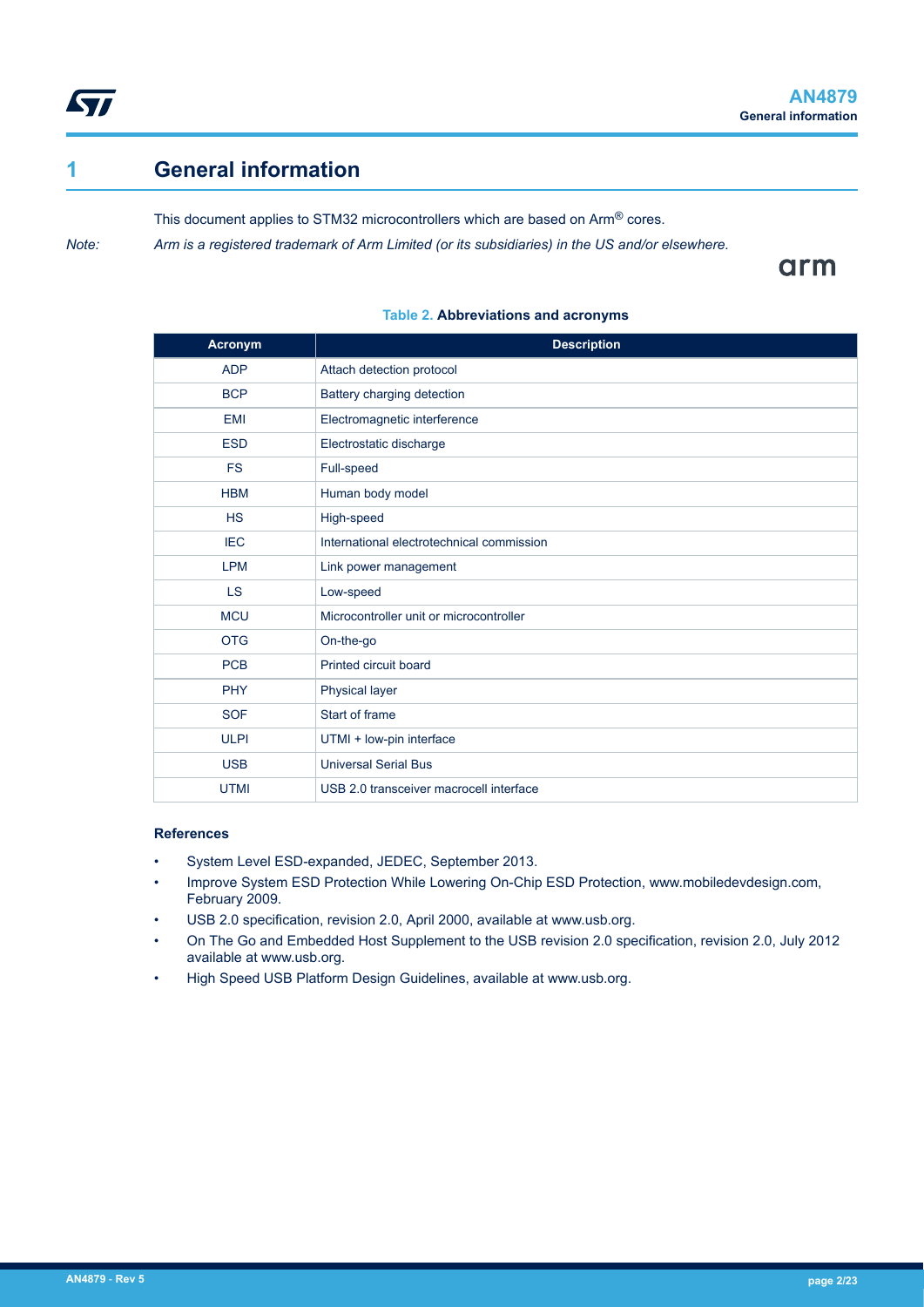# 1 General information

This document applies to STM32 microcontrollers which are based on Arm® cores.

*Note: Arm is a registered trademark of Arm Limited (or its subsidiaries) in the US and/or elsewhere.*

**Table 2. Abbreviations and acronyms**

| Acronym | Description |
|---|---|
| ADP | Attach detection protocol |
| BCP | Battery charging detection |
| EMI | Electromagnetic interference |
| ESD | Electrostatic discharge |
| FS | Full-speed |
| HBM | Human body model |
| HS | High-speed |
| IEC | International electrotechnical commission |
| LPM | Link power management |
| LS | Low-speed |
| MCU | Microcontroller unit or microcontroller |
| OTG | On-the-go |
| PCB | Printed circuit board |
| PHY | Physical layer |
| SOF | Start of frame |
| ULPI | UTMI + low-pin interface |
| USB | Universal Serial Bus |
| UTMI | USB 2.0 transceiver macrocell interface |

**References**

- System Level ESD-expanded, JEDEC, September 2013.
- Improve System ESD Protection While Lowering On-Chip ESD Protection, www.mobiledevdesign.com, February 2009.
- USB 2.0 specification, revision 2.0, April 2000, available at www.usb.org.
- On The Go and Embedded Host Supplement to the USB revision 2.0 specification, revision 2.0, July 2012 available at www.usb.org.
- High Speed USB Platform Design Guidelines, available at www.usb.org.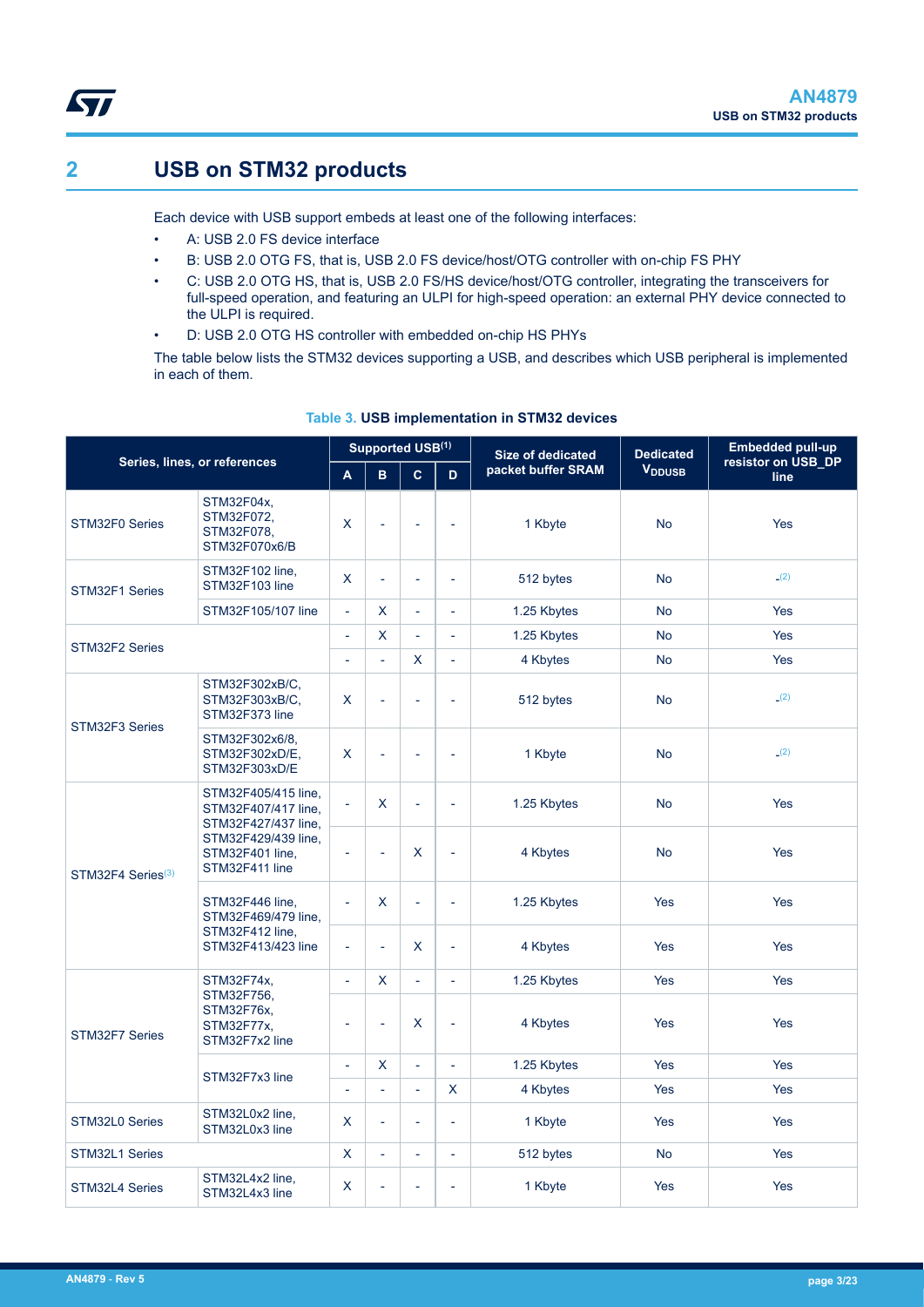## 2 USB on STM32 products

Each device with USB support embeds at least one of the following interfaces:

- A: USB 2.0 FS device interface
- B: USB 2.0 OTG FS, that is, USB 2.0 FS device/host/OTG controller with on-chip FS PHY
- C: USB 2.0 OTG HS, that is, USB 2.0 FS/HS device/host/OTG controller, integrating the transceivers for full-speed operation, and featuring an ULPI for high-speed operation: an external PHY device connected to the ULPI is required.
- D: USB 2.0 OTG HS controller with embedded on-chip HS PHYs

The table below lists the STM32 devices supporting a USB, and describes which USB peripheral is implemented in each of them.

**Table 3. USB implementation in STM32 devices**

| Series, lines, or references | | Supported USB(1) | | | | Size of dedicated packet buffer SRAM | Dedicated $V_{DDUSB}$ | Embedded pull-up resistor on USB_DP line |
|---|---|---|---|---|---|---|---|---|
| | | A | B | C | D | | | |
| STM32F0 Series | STM32F04x, STM32F072, STM32F078, STM32F070x6/B | X | - | - | - | 1 Kbyte | No | Yes |
| STM32F1 Series | STM32F102 line, STM32F103 line | X | - | - | - | 512 bytes | No | -(2) |
| | STM32F105/107 line | - | X | - | - | 1.25 Kbytes | No | Yes |
| STM32F2 Series | | - | X | - | - | 1.25 Kbytes | No | Yes |
| | | - | - | X | - | 4 Kbytes | No | Yes |
| STM32F3 Series | STM32F302xB/C, STM32F303xB/C, STM32F373 line | X | - | - | - | 512 bytes | No | -(2) |
| | STM32F302x6/8, STM32F302xD/E, STM32F303xD/E | X | - | - | - | 1 Kbyte | No | -(2) |
| STM32F4 Series(3) | STM32F405/415 line, STM32F407/417 line, STM32F427/437 line, STM32F429/439 line, STM32F401 line, STM32F411 line | - | X | - | - | 1.25 Kbytes | No | Yes |
| | | - | - | X | - | 4 Kbytes | No | Yes |
| | STM32F446 line, STM32F469/479 line, STM32F412 line, STM32F413/423 line | - | X | - | - | 1.25 Kbytes | Yes | Yes |
| | | - | - | X | - | 4 Kbytes | Yes | Yes |
| STM32F7 Series | STM32F74x, STM32F756, STM32F76x, STM32F77x, STM32F7x2 line | - | X | - | - | 1.25 Kbytes | Yes | Yes |
| | | - | - | X | - | 4 Kbytes | Yes | Yes |
| | STM32F7x3 line | - | X | - | - | 1.25 Kbytes | Yes | Yes |
| | | - | - | - | X | 4 Kbytes | Yes | Yes |
| STM32L0 Series | STM32L0x2 line, STM32L0x3 line | X | - | - | - | 1 Kbyte | Yes | Yes |
| STM32L1 Series | | X | - | - | - | 512 bytes | No | Yes |
| STM32L4 Series | STM32L4x2 line, STM32L4x3 line | X | - | - | - | 1 Kbyte | Yes | Yes |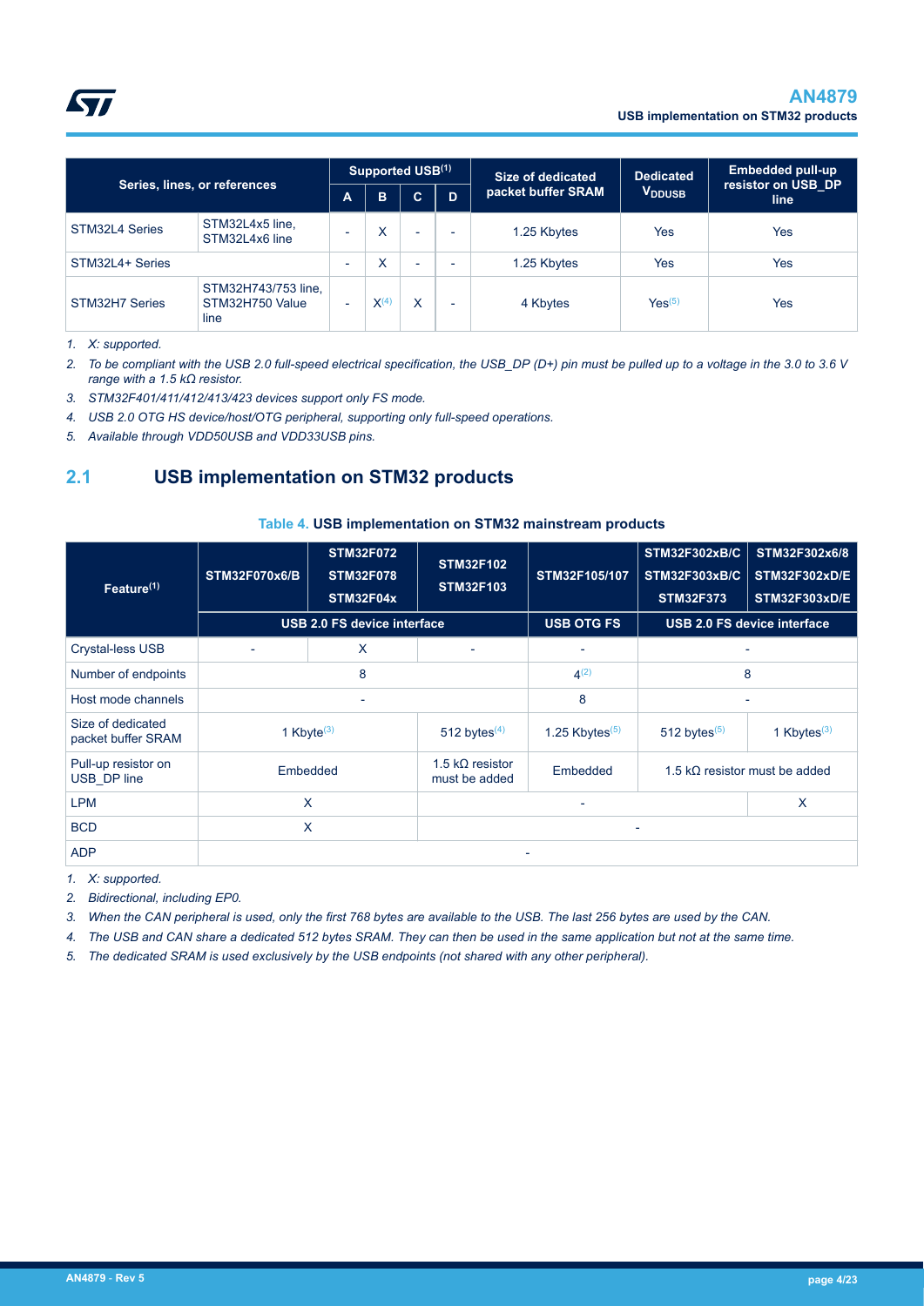| Series, lines, or references | | Supported USB[(1)] | | | | Size of dedicated packet buffer SRAM | Dedicated $V_{DDUSB}$ | Embedded pull-up resistor on USB_DP line |
|---|---|---|---|---|---|---|---|---|
| | | A | B | C | D | | | |
| STM32L4 Series | STM32L4x5 line, STM32L4x6 line | - | X | - | - | 1.25 Kbytes | Yes | Yes |
| STM32L4+ Series | | - | X | - | - | 1.25 Kbytes | Yes | Yes |
| STM32H7 Series | STM32H743/753 line, STM32H750 Value line | - | X(4) | X | - | 4 Kbytes | Yes(5) | Yes |

1. *X: supported.*
2. *To be compliant with the USB 2.0 full-speed electrical specification, the USB_DP (D+) pin must be pulled up to a voltage in the 3.0 to 3.6 V range with a 1.5 kΩ resistor.*
3. *STM32F401/411/412/413/423 devices support only FS mode.*
4. *USB 2.0 OTG HS device/host/OTG peripheral, supporting only full-speed operations.*
5. *Available through VDD50USB and VDD33USB pins.*

## 2.1 USB implementation on STM32 products

**Table 4. USB implementation on STM32 mainstream products**

| Feature(1) | STM32F070x6/B | STM32F072 STM32F078 STM32F04x | STM32F102 STM32F103 | STM32F105/107 | STM32F302xB/C STM32F303xB/C STM32F373 | STM32F302x6/8 STM32F302xD/E STM32F303xD/E |
|---|---|---|---|---|---|---|
| | USB 2.0 FS device interface | | | USB OTG FS | USB 2.0 FS device interface | |
| Crystal-less USB | - | X | - | - | - | |
| Number of endpoints | 8 | | | 4(2) | 8 | |
| Host mode channels | - | | | 8 | - | |
| Size of dedicated packet buffer SRAM | 1 Kbyte(3) | | 512 bytes(4) | 1.25 Kbytes(5) | 512 bytes(5) | 1 Kbytes(3) |
| Pull-up resistor on USB_DP line | Embedded | | 1.5 kΩ resistor must be added | Embedded | 1.5 kΩ resistor must be added | |
| LPM | X | | - | | | X |
| BCD | X | | - | | | |
| ADP | - | | | | | |

1. *X: supported.*
2. *Bidirectional, including EP0.*
3. *When the CAN peripheral is used, only the first 768 bytes are available to the USB. The last 256 bytes are used by the CAN.*
4. *The USB and CAN share a dedicated 512 bytes SRAM. They can then be used in the same application but not at the same time.*
5. *The dedicated SRAM is used exclusively by the USB endpoints (not shared with any other peripheral).*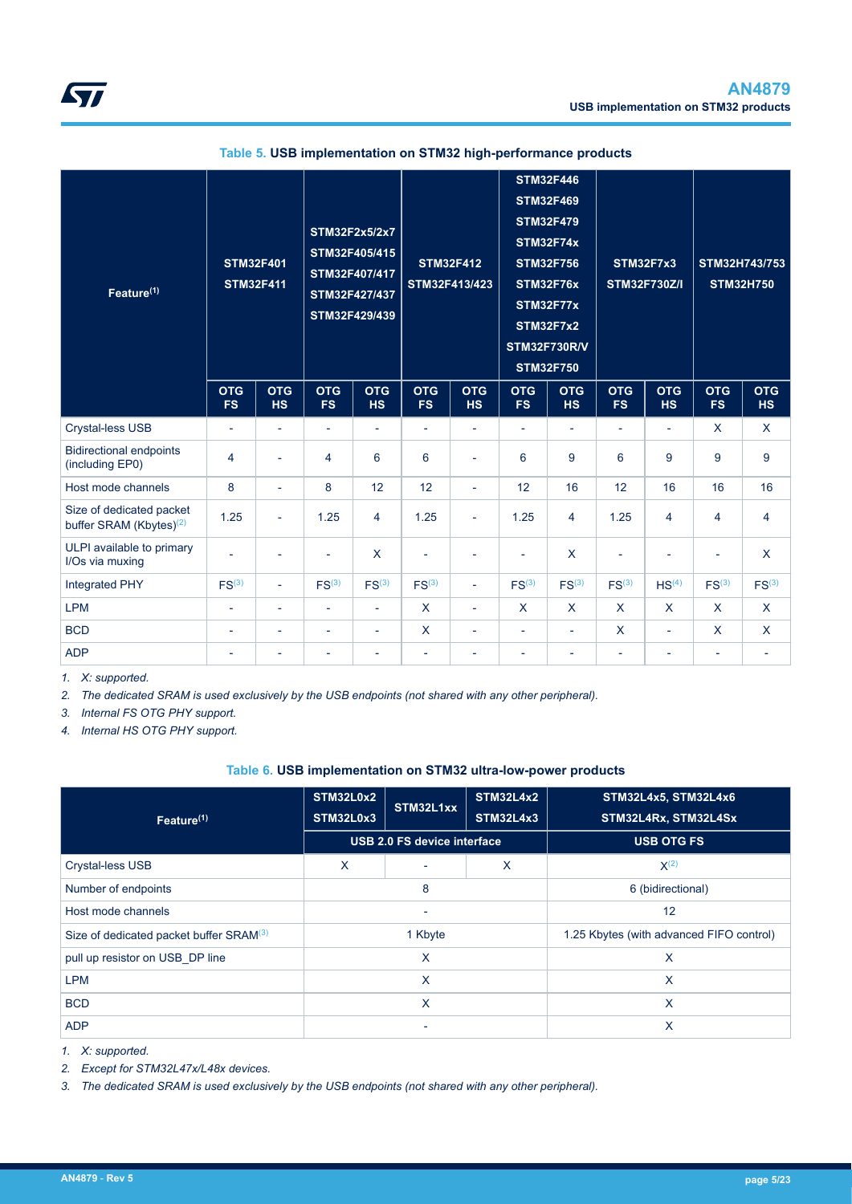Table 5. **USB implementation on STM32 high-performance products**

| Feature[(1)] | STM32F401 STM32F411 | | STM32F2x5/2x7 STM32F405/415 STM32F407/417 STM32F427/437 STM32F429/439 | | STM32F412 STM32F413/423 | | STM32F446 STM32F469 STM32F479 STM32F74x STM32F756 STM32F76x STM32F77x STM32F7x2 STM32F730R/V STM32F750 | | STM32F7x3 STM32F730Z/I | | STM32H743/753 STM32H750 | |
|---|---|---|---|---|---|---|---|---|---|---|---|---|
| | OTG FS | OTG HS | OTG FS | OTG HS | OTG FS | OTG HS | OTG FS | OTG HS | OTG FS | OTG HS | OTG FS | OTG HS |
| Crystal-less USB | - | - | - | - | - | - | - | - | - | - | X | X |
| Bidirectional endpoints (including EP0) | 4 | - | 4 | 6 | 6 | - | 6 | 9 | 6 | 9 | 9 | 9 |
| Host mode channels | 8 | - | 8 | 12 | 12 | - | 12 | 16 | 12 | 16 | 16 | 16 |
| Size of dedicated packet buffer SRAM (Kbytes)[(2)] | 1.25 | - | 1.25 | 4 | 1.25 | - | 1.25 | 4 | 1.25 | 4 | 4 | 4 |
| ULPI available to primary I/Os via muxing | - | - | - | X | - | - | - | X | - | - | - | X |
| Integrated PHY | FS[(3)] | - | FS[(3)] | FS[(3)] | FS[(3)] | - | FS[(3)] | FS[(3)] | FS[(3)] | HS[(4)] | FS[(3)] | FS[(3)] |
| LPM | - | - | - | - | X | - | X | X | X | X | X | X |
| BCD | - | - | - | - | X | - | - | - | X | - | X | X |
| ADP | - | - | - | - | - | - | - | - | - | - | - | - |

1. *X: supported.*
2. *The dedicated SRAM is used exclusively by the USB endpoints (not shared with any other peripheral).*
3. *Internal FS OTG PHY support.*
4. *Internal HS OTG PHY support.*

Table 6. **USB implementation on STM32 ultra-low-power products**

| Feature[(1)] | STM32L0x2 STM32L0x3 | STM32L1xx | STM32L4x2 STM32L4x3 | STM32L4x5, STM32L4x6 STM32L4Rx, STM32L4Sx |
|---|---|---|---|---|
| | USB 2.0 FS device interface | | | USB OTG FS |
| Crystal-less USB | X | - | X | X[(2)] |
| Number of endpoints | 8 | | | 6 (bidirectional) |
| Host mode channels | - | | | 12 |
| Size of dedicated packet buffer SRAM[(3)] | 1 Kbyte | | | 1.25 Kbytes (with advanced FIFO control) |
| pull up resistor on USB_DP line | X | | | X |
| LPM | X | | | X |
| BCD | X | | | X |
| ADP | - | | | X |

1. *X: supported.*
2. *Except for STM32L47x/L48x devices.*
3. *The dedicated SRAM is used exclusively by the USB endpoints (not shared with any other peripheral).*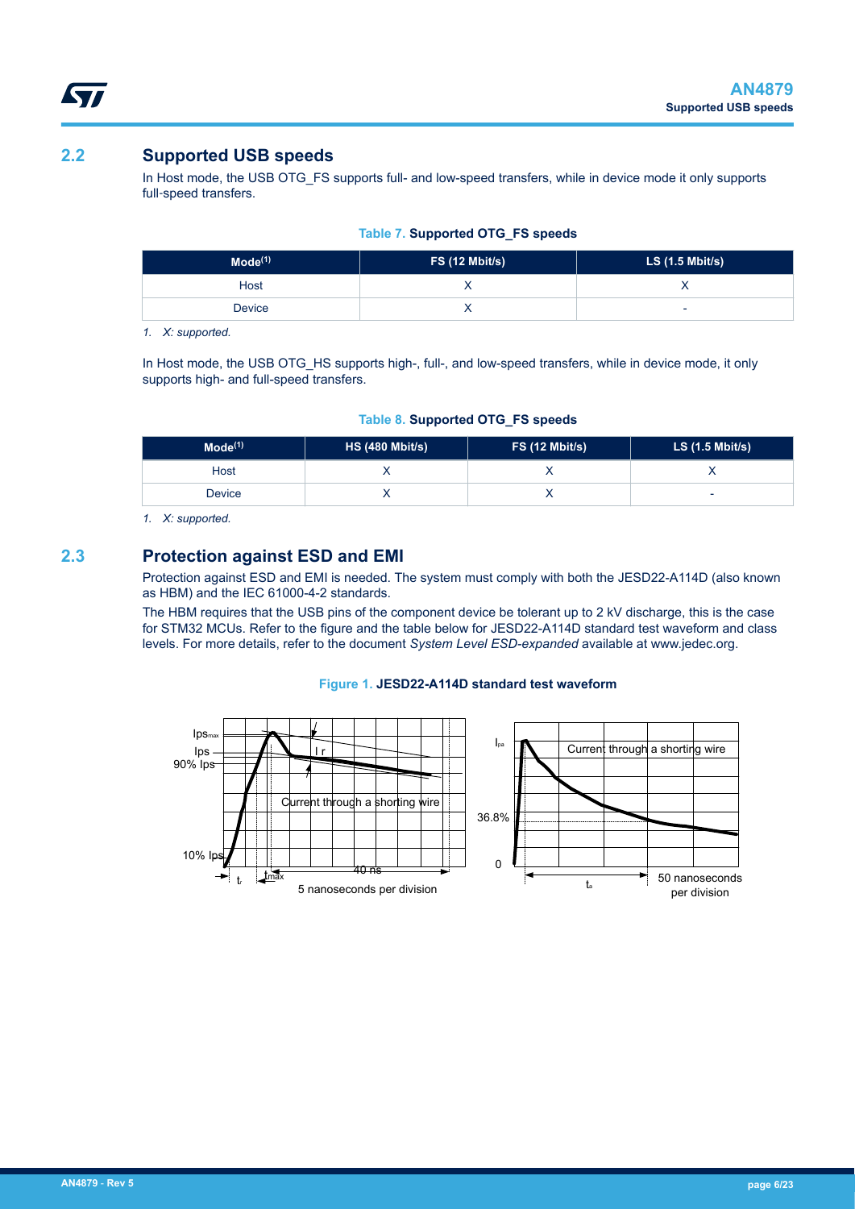## 2.2 Supported USB speeds

In Host mode, the USB OTG_FS supports full- and low-speed transfers, while in device mode it only supports full-speed transfers.

**Table 7. Supported OTG_FS speeds**

| Mode[1] | FS (12 Mbit/s) | LS (1.5 Mbit/s) |
| --- | --- | --- |
| Host | X | X |
| Device | X | - |

*1. X: supported.*

In Host mode, the USB OTG_HS supports high-, full-, and low-speed transfers, while in device mode, it only supports high- and full-speed transfers.

**Table 8. Supported OTG_FS speeds**

| Mode[1] | HS (480 Mbit/s) | FS (12 Mbit/s) | LS (1.5 Mbit/s) |
| --- | --- | --- | --- |
| Host | X | X | X |
| Device | X | X | - |

*1. X: supported.*

## 2.3 Protection against ESD and EMI

Protection against ESD and EMI is needed. The system must comply with both the JESD22-A114D (also known as HBM) and the IEC 61000-4-2 standards.

The HBM requires that the USB pins of the component device be tolerant up to 2 kV discharge, this is the case for STM32 MCUs. Refer to the figure and the table below for JESD22-A114D standard test waveform and class levels. For more details, refer to the document *System Level ESD-expanded* available at www.jedec.org.

**Figure 1. JESD22-A114D standard test waveform**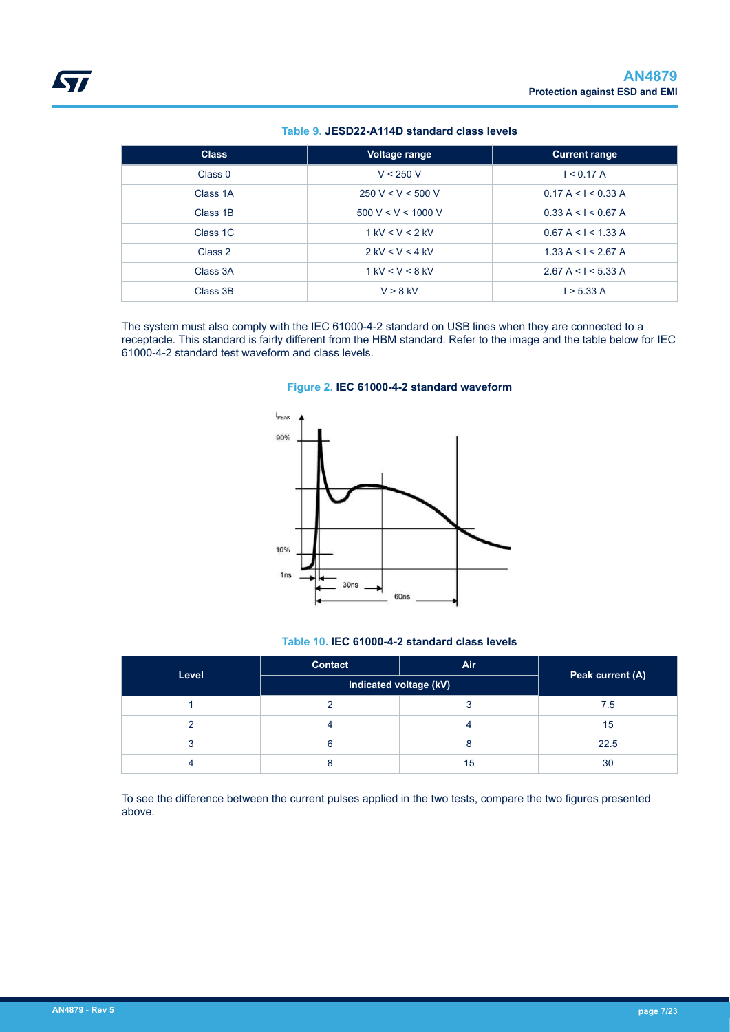Table 9. **JESD22-A114D standard class levels**

| Class | Voltage range | Current range |
| --- | --- | --- |
| Class 0 | V < 250 V | I < 0.17 A |
| Class 1A | 250 V < V < 500 V | 0.17 A < I < 0.33 A |
| Class 1B | 500 V < V < 1000 V | 0.33 A < I < 0.67 A |
| Class 1C | 1 kV < V < 2 kV | 0.67 A < I < 1.33 A |
| Class 2 | 2 kV < V < 4 kV | 1.33 A < I < 2.67 A |
| Class 3A | 1 kV < V < 8 kV | 2.67 A < I < 5.33 A |
| Class 3B | V > 8 kV | I > 5.33 A |

The system must also comply with the IEC 61000-4-2 standard on USB lines when they are connected to a receptacle. This standard is fairly different from the HBM standard. Refer to the image and the table below for IEC 61000-4-2 standard test waveform and class levels.

Figure 2. **IEC 61000-4-2 standard waveform**

Table 10. **IEC 61000-4-2 standard class levels**

| Level | Contact | Air | Peak current (A) |
| --- | --- | --- | --- |
| | Indicated voltage (kV) | | |
| 1 | 2 | 3 | 7.5 |
| 2 | 4 | 4 | 15 |
| 3 | 6 | 8 | 22.5 |
| 4 | 8 | 15 | 30 |

To see the difference between the current pulses applied in the two tests, compare the two figures presented above.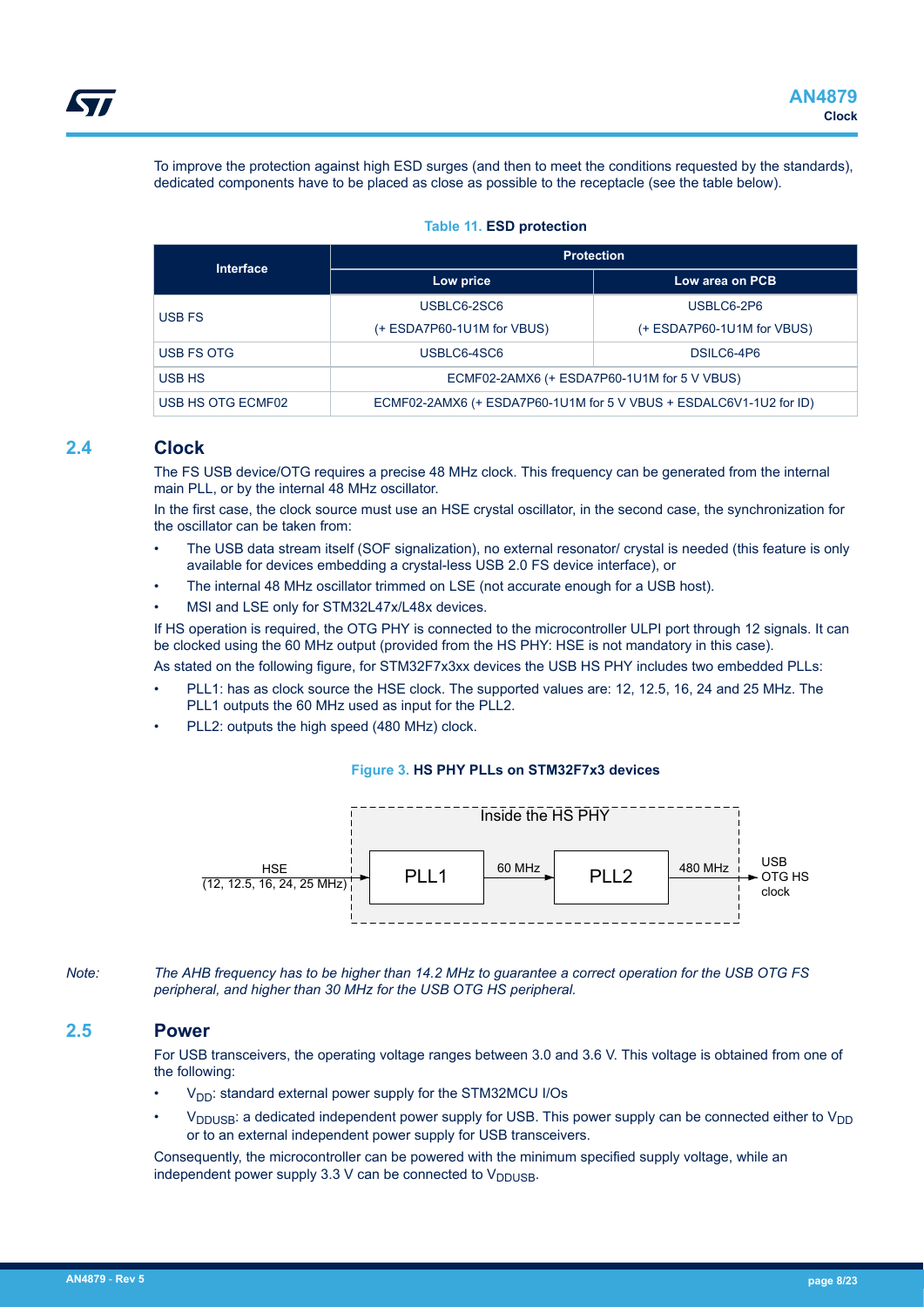To improve the protection against high ESD surges (and then to meet the conditions requested by the standards), dedicated components have to be placed as close as possible to the receptacle (see the table below).

**Table 11. ESD protection**

| Interface | Protection | |
|---|---|---|
| | Low price | Low area on PCB |
| USB FS | USBLC6-2SC6 (+ ESDA7P60-1U1M for VBUS) | USBLC6-2P6 (+ ESDA7P60-1U1M for VBUS) |
| USB FS OTG | USBLC6-4SC6 | DSILC6-4P6 |
| USB HS | ECMF02-2AMX6 (+ ESDA7P60-1U1M for 5 V VBUS) | |
| USB HS OTG ECMF02 | ECMF02-2AMX6 (+ ESDA7P60-1U1M for 5 V VBUS + ESDALC6V1-1U2 for ID) | |

## 2.4 Clock

The FS USB device/OTG requires a precise 48 MHz clock. This frequency can be generated from the internal main PLL, or by the internal 48 MHz oscillator.

In the first case, the clock source must use an HSE crystal oscillator, in the second case, the synchronization for the oscillator can be taken from:

- The USB data stream itself (SOF signalization), no external resonator/ crystal is needed (this feature is only available for devices embedding a crystal-less USB 2.0 FS device interface), or
- The internal 48 MHz oscillator trimmed on LSE (not accurate enough for a USB host).
- MSI and LSE only for STM32L47x/L48x devices.

If HS operation is required, the OTG PHY is connected to the microcontroller ULPI port through 12 signals. It can be clocked using the 60 MHz output (provided from the HS PHY: HSE is not mandatory in this case).

As stated on the following figure, for STM32F7x3xx devices the USB HS PHY includes two embedded PLLs:

- PLL1: has as clock source the HSE clock. The supported values are: 12, 12.5, 16, 24 and 25 MHz. The PLL1 outputs the 60 MHz used as input for the PLL2.
- PLL2: outputs the high speed (480 MHz) clock.

**Figure 3. HS PHY PLLs on STM32F7x3 devices**

Inside the HS PHY

HSE (12, 12.5, 16, 24, 25 MHz) → PLL1 → 60 MHz → PLL2 → 480 MHz → USB OTG HS clock

*Note: The AHB frequency has to be higher than 14.2 MHz to guarantee a correct operation for the USB OTG FS peripheral, and higher than 30 MHz for the USB OTG HS peripheral.*

## 2.5 Power

For USB transceivers, the operating voltage ranges between 3.0 and 3.6 V. This voltage is obtained from one of the following:

- $V_{DD}$: standard external power supply for the STM32MCU I/Os
- $V_{DDUSB}$: a dedicated independent power supply for USB. This power supply can be connected either to $V_{DD}$ or to an external independent power supply for USB transceivers.

Consequently, the microcontroller can be powered with the minimum specified supply voltage, while an independent power supply 3.3 V can be connected to $V_{DDUSB}$.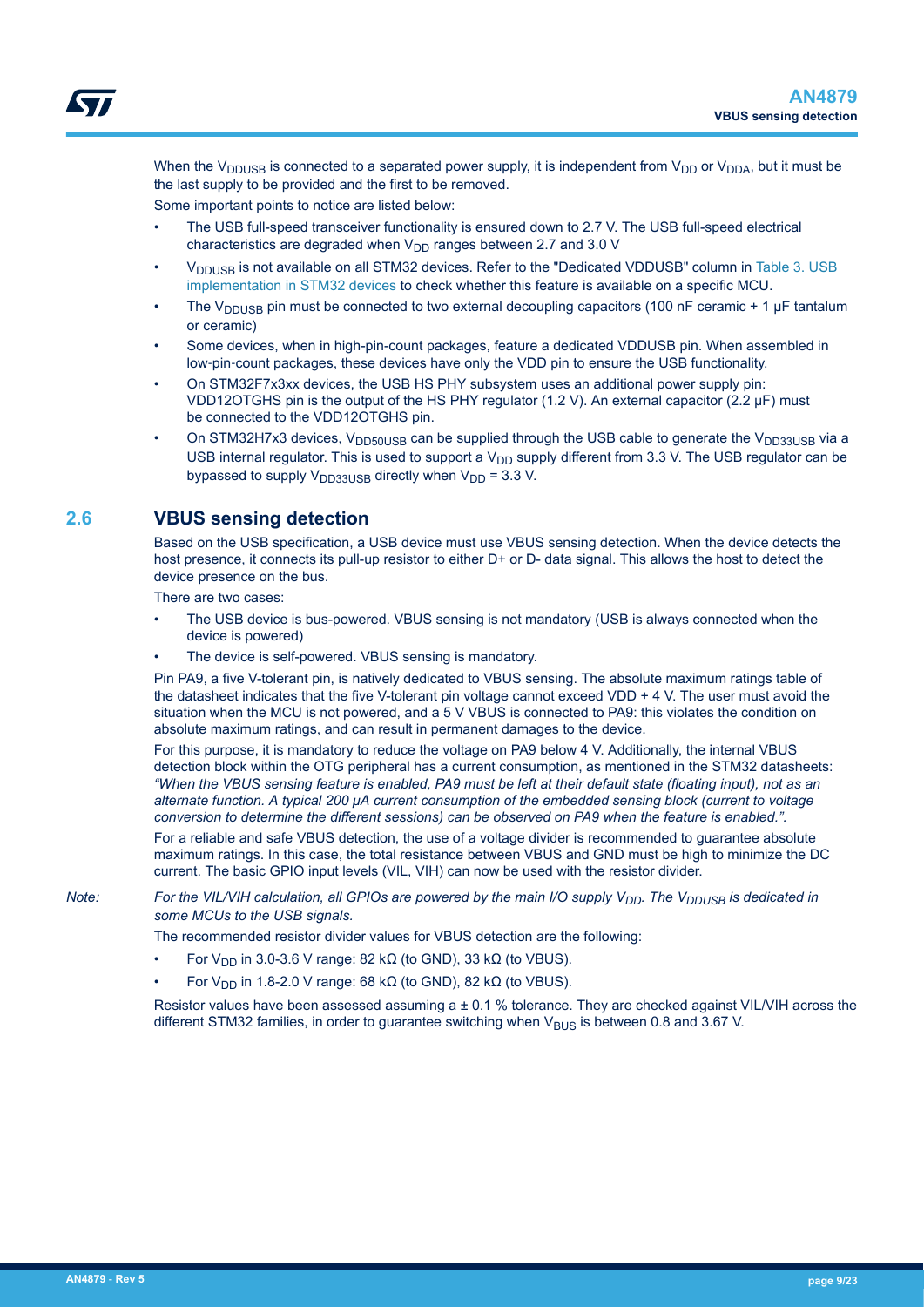When the $V_{DDUSB}$ is connected to a separated power supply, it is independent from $V_{DD}$ or $V_{DDA}$, but it must be the last supply to be provided and the first to be removed.

Some important points to notice are listed below:

- The USB full-speed transceiver functionality is ensured down to 2.7 V. The USB full-speed electrical characteristics are degraded when $V_{DD}$ ranges between 2.7 and 3.0 V
- $V_{DDUSB}$ is not available on all STM32 devices. Refer to the "Dedicated VDDUSB" column in Table 3. USB implementation in STM32 devices to check whether this feature is available on a specific MCU.
- The $V_{DDUSB}$ pin must be connected to two external decoupling capacitors (100 nF ceramic + 1 µF tantalum or ceramic)
- Some devices, when in high-pin-count packages, feature a dedicated VDDUSB pin. When assembled in low-pin-count packages, these devices have only the VDD pin to ensure the USB functionality.
- On STM32F7x3xx devices, the USB HS PHY subsystem uses an additional power supply pin: VDD12OTGHS pin is the output of the HS PHY regulator (1.2 V). An external capacitor (2.2 µF) must be connected to the VDD12OTGHS pin.
- On STM32H7x3 devices, $V_{DD50USB}$ can be supplied through the USB cable to generate the $V_{DD33USB}$ via a USB internal regulator. This is used to support a $V_{DD}$ supply different from 3.3 V. The USB regulator can be bypassed to supply $V_{DD33USB}$ directly when $V_{DD}$ = 3.3 V.

## 2.6 VBUS sensing detection

Based on the USB specification, a USB device must use VBUS sensing detection. When the device detects the host presence, it connects its pull-up resistor to either D+ or D- data signal. This allows the host to detect the device presence on the bus.

There are two cases:

- The USB device is bus-powered. VBUS sensing is not mandatory (USB is always connected when the device is powered)
- The device is self-powered. VBUS sensing is mandatory.

Pin PA9, a five V-tolerant pin, is natively dedicated to VBUS sensing. The absolute maximum ratings table of the datasheet indicates that the five V-tolerant pin voltage cannot exceed VDD + 4 V. The user must avoid the situation when the MCU is not powered, and a 5 V VBUS is connected to PA9: this violates the condition on absolute maximum ratings, and can result in permanent damages to the device.

For this purpose, it is mandatory to reduce the voltage on PA9 below 4 V. Additionally, the internal VBUS detection block within the OTG peripheral has a current consumption, as mentioned in the STM32 datasheets: *"When the VBUS sensing feature is enabled, PA9 must be left at their default state (floating input), not as an alternate function. A typical 200 µA current consumption of the embedded sensing block (current to voltage conversion to determine the different sessions) can be observed on PA9 when the feature is enabled."*.

For a reliable and safe VBUS detection, the use of a voltage divider is recommended to guarantee absolute maximum ratings. In this case, the total resistance between VBUS and GND must be high to minimize the DC current. The basic GPIO input levels (VIL, VIH) can now be used with the resistor divider.

*Note: For the VIL/VIH calculation, all GPIOs are powered by the main I/O supply $V_{DD}$. The $V_{DDUSB}$ is dedicated in some MCUs to the USB signals.*

The recommended resistor divider values for VBUS detection are the following:

- For $V_{DD}$ in 3.0-3.6 V range: 82 kΩ (to GND), 33 kΩ (to VBUS).
- For $V_{DD}$ in 1.8-2.0 V range: 68 kΩ (to GND), 82 kΩ (to VBUS).

Resistor values have been assessed assuming a ± 0.1 % tolerance. They are checked against VIL/VIH across the different STM32 families, in order to guarantee switching when $V_{BUS}$ is between 0.8 and 3.67 V.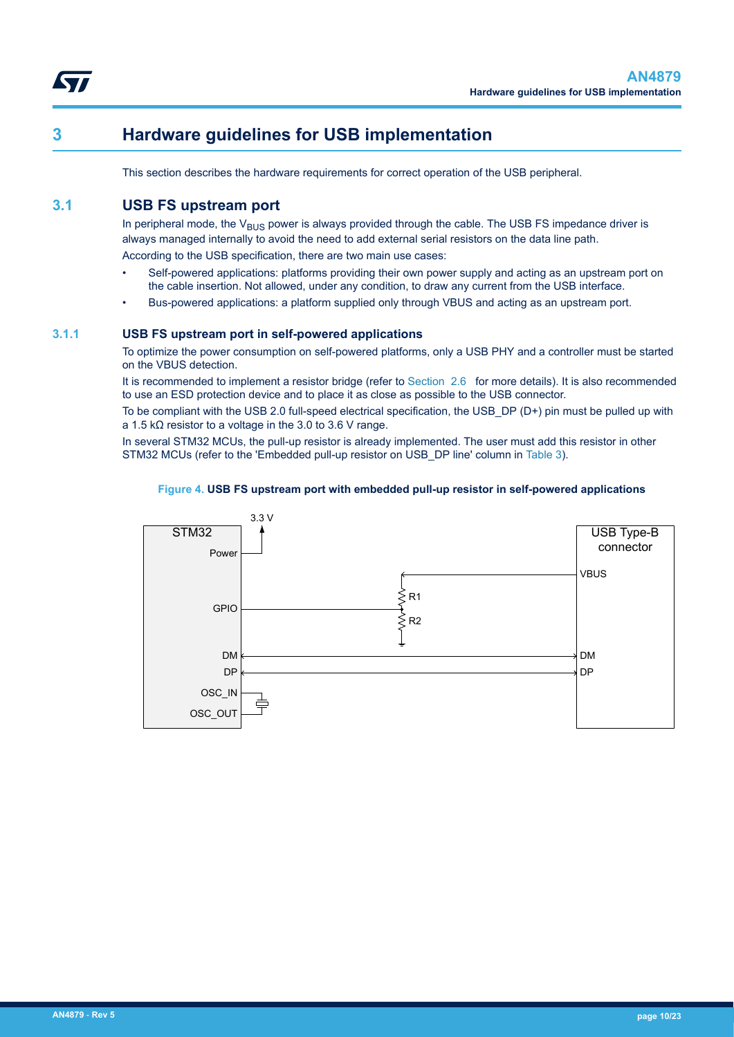# 3 Hardware guidelines for USB implementation

This section describes the hardware requirements for correct operation of the USB peripheral.

## 3.1 USB FS upstream port

In peripheral mode, the $V_{BUS}$ power is always provided through the cable. The USB FS impedance driver is always managed internally to avoid the need to add external serial resistors on the data line path.

According to the USB specification, there are two main use cases:

- Self-powered applications: platforms providing their own power supply and acting as an upstream port on the cable insertion. Not allowed, under any condition, to draw any current from the USB interface.
- Bus-powered applications: a platform supplied only through VBUS and acting as an upstream port.

### 3.1.1 USB FS upstream port in self-powered applications

To optimize the power consumption on self-powered platforms, only a USB PHY and a controller must be started on the VBUS detection.

It is recommended to implement a resistor bridge (refer to Section 2.6 for more details). It is also recommended to use an ESD protection device and to place it as close as possible to the USB connector.

To be compliant with the USB 2.0 full-speed electrical specification, the USB_DP (D+) pin must be pulled up with a 1.5 kΩ resistor to a voltage in the 3.0 to 3.6 V range.

In several STM32 MCUs, the pull-up resistor is already implemented. The user must add this resistor in other STM32 MCUs (refer to the 'Embedded pull-up resistor on USB_DP line' column in Table 3).

**Figure 4. USB FS upstream port with embedded pull-up resistor in self-powered applications**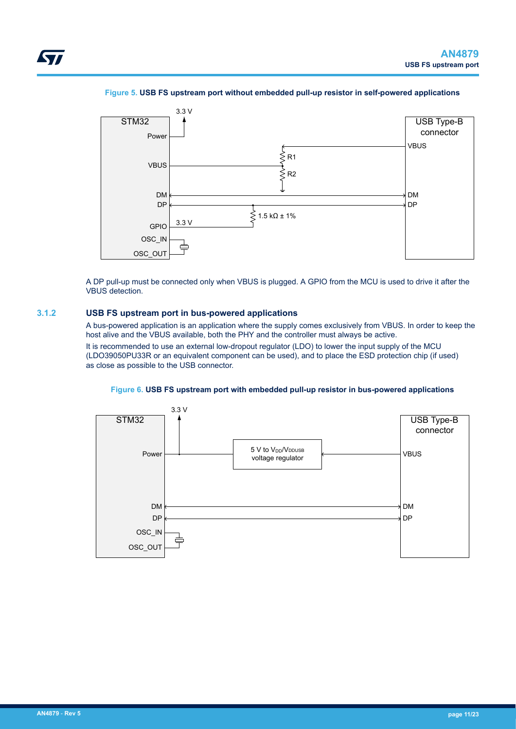**Figure 5. USB FS upstream port without embedded pull-up resistor in self-powered applications**

A DP pull-up must be connected only when VBUS is plugged. A GPIO from the MCU is used to drive it after the VBUS detection.

### 3.1.2 USB FS upstream port in bus-powered applications

A bus-powered application is an application where the supply comes exclusively from VBUS. In order to keep the host alive and the VBUS available, both the PHY and the controller must always be active.

It is recommended to use an external low-dropout regulator (LDO) to lower the input supply of the MCU (LDO39050PU33R or an equivalent component can be used), and to place the ESD protection chip (if used) as close as possible to the USB connector.

**Figure 6. USB FS upstream port with embedded pull-up resistor in bus-powered applications**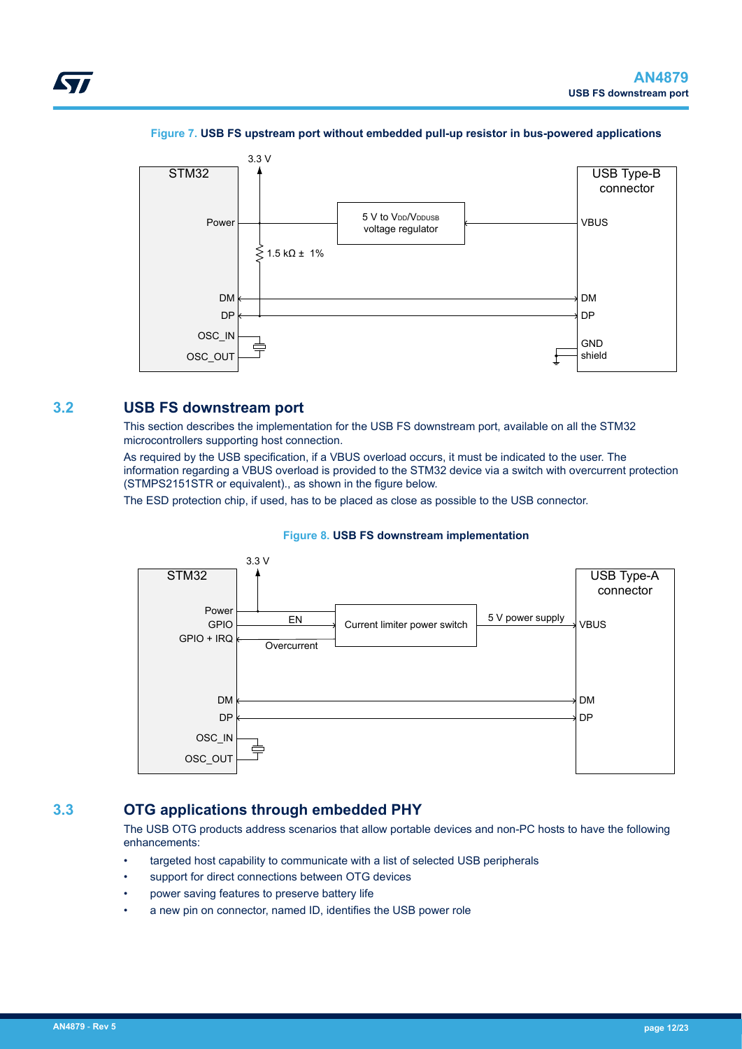**Figure 7. USB FS upstream port without embedded pull-up resistor in bus-powered applications**

### 3.2 USB FS downstream port

This section describes the implementation for the USB FS downstream port, available on all the STM32 microcontrollers supporting host connection.

As required by the USB specification, if a VBUS overload occurs, it must be indicated to the user. The information regarding a VBUS overload is provided to the STM32 device via a switch with overcurrent protection (STMPS2151STR or equivalent)., as shown in the figure below.

The ESD protection chip, if used, has to be placed as close as possible to the USB connector.

**Figure 8. USB FS downstream implementation**

### 3.3 OTG applications through embedded PHY

The USB OTG products address scenarios that allow portable devices and non-PC hosts to have the following enhancements:

- targeted host capability to communicate with a list of selected USB peripherals
- support for direct connections between OTG devices
- power saving features to preserve battery life
- a new pin on connector, named ID, identifies the USB power role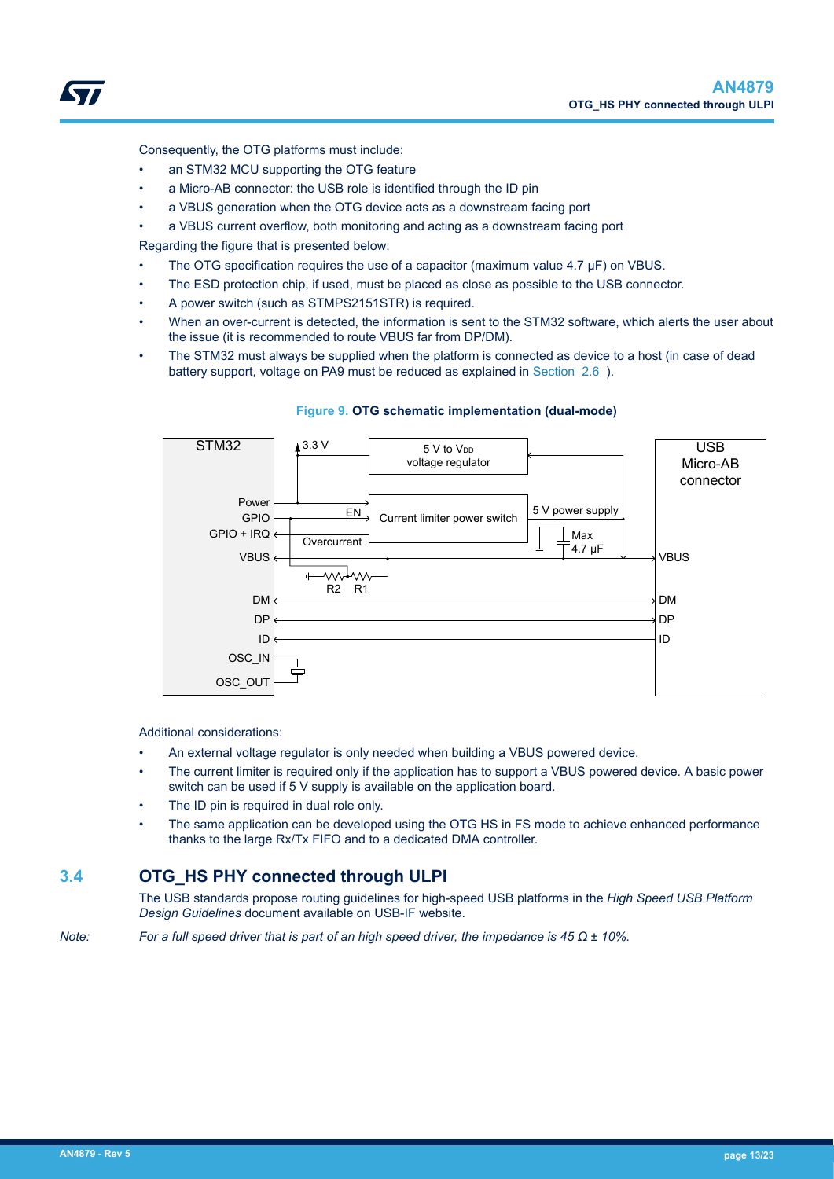Consequently, the OTG platforms must include:

- an STM32 MCU supporting the OTG feature
- a Micro-AB connector: the USB role is identified through the ID pin
- a VBUS generation when the OTG device acts as a downstream facing port
- a VBUS current overflow, both monitoring and acting as a downstream facing port

Regarding the figure that is presented below:

- The OTG specification requires the use of a capacitor (maximum value 4.7 µF) on VBUS.
- The ESD protection chip, if used, must be placed as close as possible to the USB connector.
- A power switch (such as STMPS2151STR) is required.
- When an over-current is detected, the information is sent to the STM32 software, which alerts the user about the issue (it is recommended to route VBUS far from DP/DM).
- The STM32 must always be supplied when the platform is connected as device to a host (in case of dead battery support, voltage on PA9 must be reduced as explained in Section 2.6 ).

**Figure 9. OTG schematic implementation (dual-mode)**

Additional considerations:

- An external voltage regulator is only needed when building a VBUS powered device.
- The current limiter is required only if the application has to support a VBUS powered device. A basic power switch can be used if 5 V supply is available on the application board.
- The ID pin is required in dual role only.
- The same application can be developed using the OTG HS in FS mode to achieve enhanced performance thanks to the large Rx/Tx FIFO and to a dedicated DMA controller.

## 3.4 OTG_HS PHY connected through ULPI

The USB standards propose routing guidelines for high-speed USB platforms in the *High Speed USB Platform Design Guidelines* document available on USB-IF website.

*Note: For a full speed driver that is part of an high speed driver, the impedance is 45 Ω ± 10%.*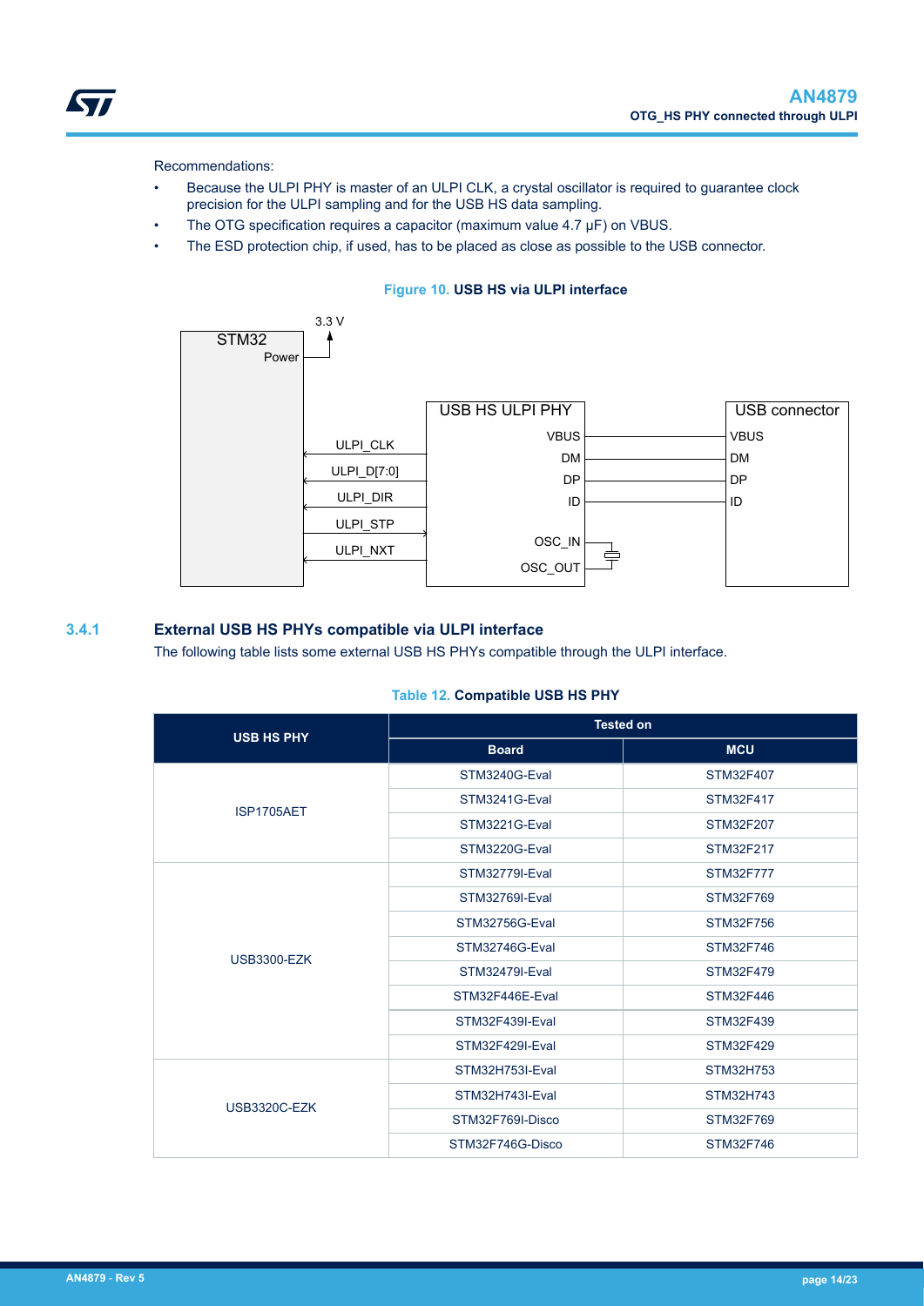Recommendations:

- Because the ULPI PHY is master of an ULPI CLK, a crystal oscillator is required to guarantee clock precision for the ULPI sampling and for the USB HS data sampling.
- The OTG specification requires a capacitor (maximum value 4.7 µF) on VBUS.
- The ESD protection chip, if used, has to be placed as close as possible to the USB connector.

**Figure 10. USB HS via ULPI interface**

### 3.4.1 External USB HS PHYs compatible via ULPI interface

The following table lists some external USB HS PHYs compatible through the ULPI interface.

**Table 12. Compatible USB HS PHY**

| USB HS PHY | Tested on | |
|---|---|---|
| | Board | MCU |
| ISP1705AET | STM3240G-Eval | STM32F407 |
| | STM3241G-Eval | STM32F417 |
| | STM3221G-Eval | STM32F207 |
| | STM3220G-Eval | STM32F217 |
| USB3300-EZK | STM32779I-Eval | STM32F777 |
| | STM32769I-Eval | STM32F769 |
| | STM32756G-Eval | STM32F756 |
| | STM32746G-Eval | STM32F746 |
| | STM32479I-Eval | STM32F479 |
| | STM32F446E-Eval | STM32F446 |
| | STM32F439I-Eval | STM32F439 |
| | STM32F429I-Eval | STM32F429 |
| USB3320C-EZK | STM32H753I-Eval | STM32H753 |
| | STM32H743I-Eval | STM32H743 |
| | STM32F769I-Disco | STM32F769 |
| | STM32F746G-Disco | STM32F746 |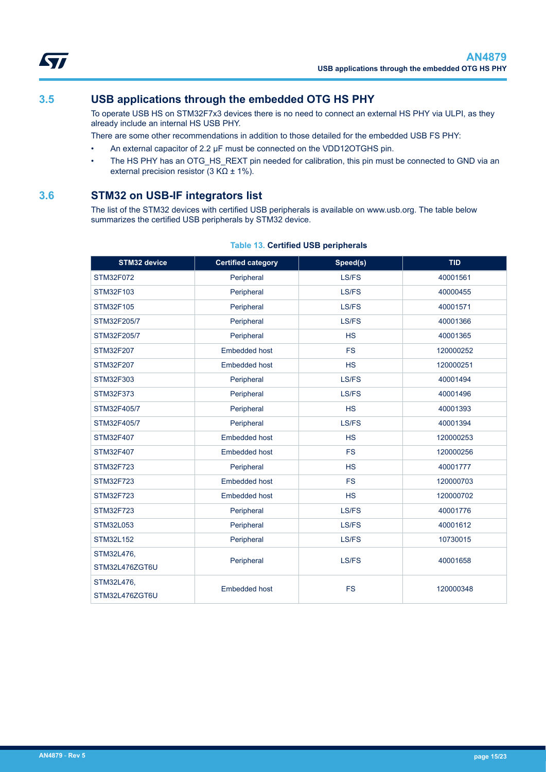## 3.5 USB applications through the embedded OTG HS PHY

To operate USB HS on STM32F7x3 devices there is no need to connect an external HS PHY via ULPI, as they already include an internal HS USB PHY.

There are some other recommendations in addition to those detailed for the embedded USB FS PHY:

- An external capacitor of 2.2 µF must be connected on the VDD12OTGHS pin.
- The HS PHY has an OTG_HS_REXT pin needed for calibration, this pin must be connected to GND via an external precision resistor (3 KΩ ± 1%).

## 3.6 STM32 on USB-IF integrators list

The list of the STM32 devices with certified USB peripherals is available on www.usb.org. The table below summarizes the certified USB peripherals by STM32 device.

**Table 13. Certified USB peripherals**

| STM32 device | Certified category | Speed(s) | TID |
|---|---|---|---|
| STM32F072 | Peripheral | LS/FS | 40001561 |
| STM32F103 | Peripheral | LS/FS | 40000455 |
| STM32F105 | Peripheral | LS/FS | 40001571 |
| STM32F205/7 | Peripheral | LS/FS | 40001366 |
| STM32F205/7 | Peripheral | HS | 40001365 |
| STM32F207 | Embedded host | FS | 120000252 |
| STM32F207 | Embedded host | HS | 120000251 |
| STM32F303 | Peripheral | LS/FS | 40001494 |
| STM32F373 | Peripheral | LS/FS | 40001496 |
| STM32F405/7 | Peripheral | HS | 40001393 |
| STM32F405/7 | Peripheral | LS/FS | 40001394 |
| STM32F407 | Embedded host | HS | 120000253 |
| STM32F407 | Embedded host | FS | 120000256 |
| STM32F723 | Peripheral | HS | 40001777 |
| STM32F723 | Embedded host | FS | 120000703 |
| STM32F723 | Embedded host | HS | 120000702 |
| STM32F723 | Peripheral | LS/FS | 40001776 |
| STM32L053 | Peripheral | LS/FS | 40001612 |
| STM32L152 | Peripheral | LS/FS | 10730015 |
| STM32L476, STM32L476ZGT6U | Peripheral | LS/FS | 40001658 |
| STM32L476, STM32L476ZGT6U | Embedded host | FS | 120000348 |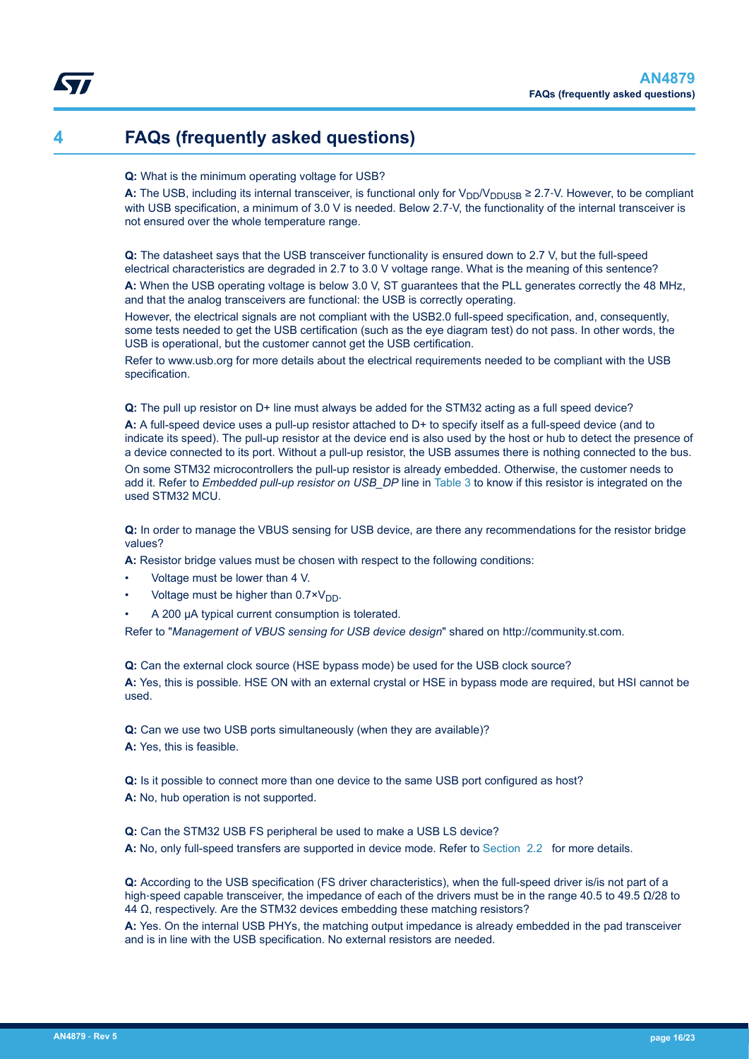# 4 FAQs (frequently asked questions)

**Q:** What is the minimum operating voltage for USB?

**A:** The USB, including its internal transceiver, is functional only for $V_{DD}/V_{DDUSB} \geq 2.7$ V. However, to be compliant with USB specification, a minimum of 3.0 V is needed. Below 2.7 V, the functionality of the internal transceiver is not ensured over the whole temperature range.

**Q:** The datasheet says that the USB transceiver functionality is ensured down to 2.7 V, but the full-speed electrical characteristics are degraded in 2.7 to 3.0 V voltage range. What is the meaning of this sentence?

**A:** When the USB operating voltage is below 3.0 V, ST guarantees that the PLL generates correctly the 48 MHz, and that the analog transceivers are functional: the USB is correctly operating.

However, the electrical signals are not compliant with the USB2.0 full-speed specification, and, consequently, some tests needed to get the USB certification (such as the eye diagram test) do not pass. In other words, the USB is operational, but the customer cannot get the USB certification.

Refer to www.usb.org for more details about the electrical requirements needed to be compliant with the USB specification.

**Q:** The pull up resistor on D+ line must always be added for the STM32 acting as a full speed device?

**A:** A full-speed device uses a pull-up resistor attached to D+ to specify itself as a full-speed device (and to indicate its speed). The pull-up resistor at the device end is also used by the host or hub to detect the presence of a device connected to its port. Without a pull-up resistor, the USB assumes there is nothing connected to the bus.

On some STM32 microcontrollers the pull-up resistor is already embedded. Otherwise, the customer needs to add it. Refer to *Embedded pull-up resistor on USB_DP* line in Table 3 to know if this resistor is integrated on the used STM32 MCU.

**Q:** In order to manage the VBUS sensing for USB device, are there any recommendations for the resistor bridge values?

**A:** Resistor bridge values must be chosen with respect to the following conditions:

- Voltage must be lower than 4 V.
- Voltage must be higher than $0.7 \times V_{DD}$.
- A 200 µA typical current consumption is tolerated.

Refer to "*Management of VBUS sensing for USB device design*" shared on http://community.st.com.

**Q:** Can the external clock source (HSE bypass mode) be used for the USB clock source?

**A:** Yes, this is possible. HSE ON with an external crystal or HSE in bypass mode are required, but HSI cannot be used.

**Q:** Can we use two USB ports simultaneously (when they are available)?

**A:** Yes, this is feasible.

**Q:** Is it possible to connect more than one device to the same USB port configured as host?

**A:** No, hub operation is not supported.

**Q:** Can the STM32 USB FS peripheral be used to make a USB LS device?

**A:** No, only full-speed transfers are supported in device mode. Refer to Section 2.2 for more details.

**Q:** According to the USB specification (FS driver characteristics), when the full-speed driver is/is not part of a high-speed capable transceiver, the impedance of each of the drivers must be in the range 40.5 to 49.5 Ω/28 to 44 Ω, respectively. Are the STM32 devices embedding these matching resistors?

**A:** Yes. On the internal USB PHYs, the matching output impedance is already embedded in the pad transceiver and is in line with the USB specification. No external resistors are needed.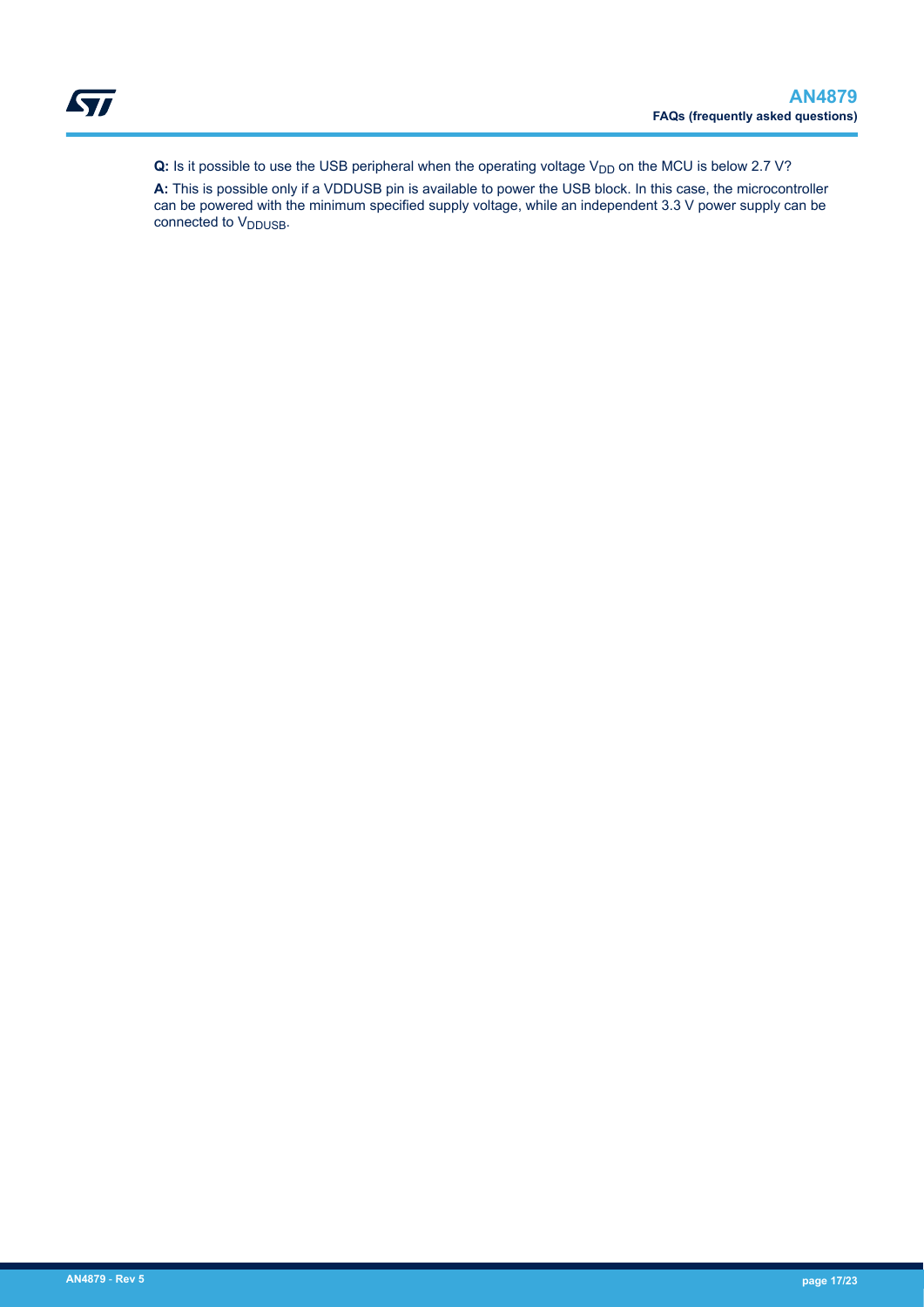**Q:** Is it possible to use the USB peripheral when the operating voltage $V_{DD}$ on the MCU is below 2.7 V?

**A:** This is possible only if a VDDUSB pin is available to power the USB block. In this case, the microcontroller can be powered with the minimum specified supply voltage, while an independent 3.3 V power supply can be connected to $V_{DDUSB}$.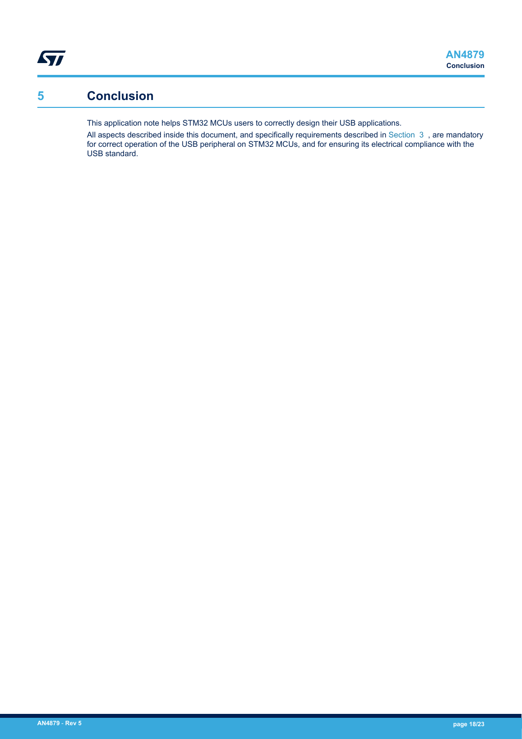# 5 Conclusion

This application note helps STM32 MCUs users to correctly design their USB applications.

All aspects described inside this document, and specifically requirements described in Section 3 , are mandatory for correct operation of the USB peripheral on STM32 MCUs, and for ensuring its electrical compliance with the USB standard.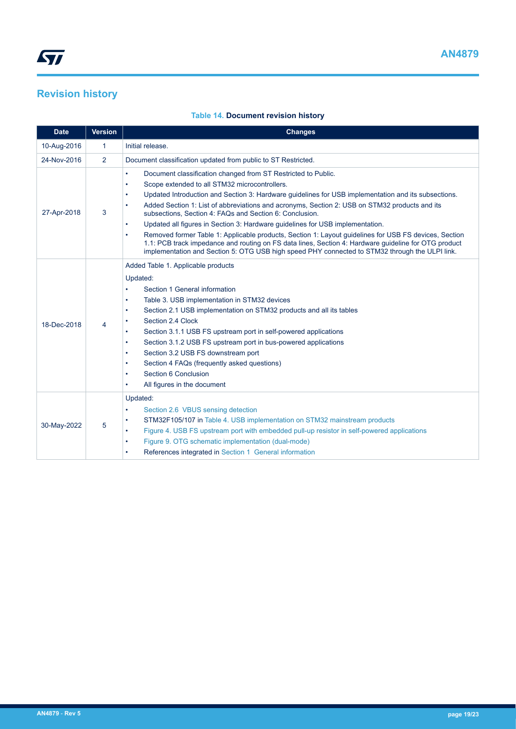# Revision history

**Table 14. Document revision history**

| Date | Version | Changes |
|---|---|---|
| 10-Aug-2016 | 1 | Initial release. |
| 24-Nov-2016 | 2 | Document classification updated from public to ST Restricted. |
| 27-Apr-2018 | 3 | • Document classification changed from ST Restricted to Public.<br>• Scope extended to all STM32 microcontrollers.<br>• Updated Introduction and Section 3: Hardware guidelines for USB implementation and its subsections.<br>• Added Section 1: List of abbreviations and acronyms, Section 2: USB on STM32 products and its subsections, Section 4: FAQs and Section 6: Conclusion.<br>• Updated all figures in Section 3: Hardware guidelines for USB implementation.<br>• Removed former Table 1: Applicable products, Section 1: Layout guidelines for USB FS devices, Section 1.1: PCB track impedance and routing on FS data lines, Section 4: Hardware guideline for OTG product implementation and Section 5: OTG USB high speed PHY connected to STM32 through the ULPI link. |
| 18-Dec-2018 | 4 | Added Table 1. Applicable products<br>Updated:<br>• Section 1 General information<br>• Table 3. USB implementation in STM32 devices<br>• Section 2.1 USB implementation on STM32 products and all its tables<br>• Section 2.4 Clock<br>• Section 3.1.1 USB FS upstream port in self-powered applications<br>• Section 3.1.2 USB FS upstream port in bus-powered applications<br>• Section 3.2 USB FS downstream port<br>• Section 4 FAQs (frequently asked questions)<br>• Section 6 Conclusion<br>• All figures in the document |
| 30-May-2022 | 5 | Updated:<br>• Section 2.6 VBUS sensing detection<br>• STM32F105/107 in Table 4. USB implementation on STM32 mainstream products<br>• Figure 4. USB FS upstream port with embedded pull-up resistor in self-powered applications<br>• Figure 9. OTG schematic implementation (dual-mode)<br>• References integrated in Section 1 General information |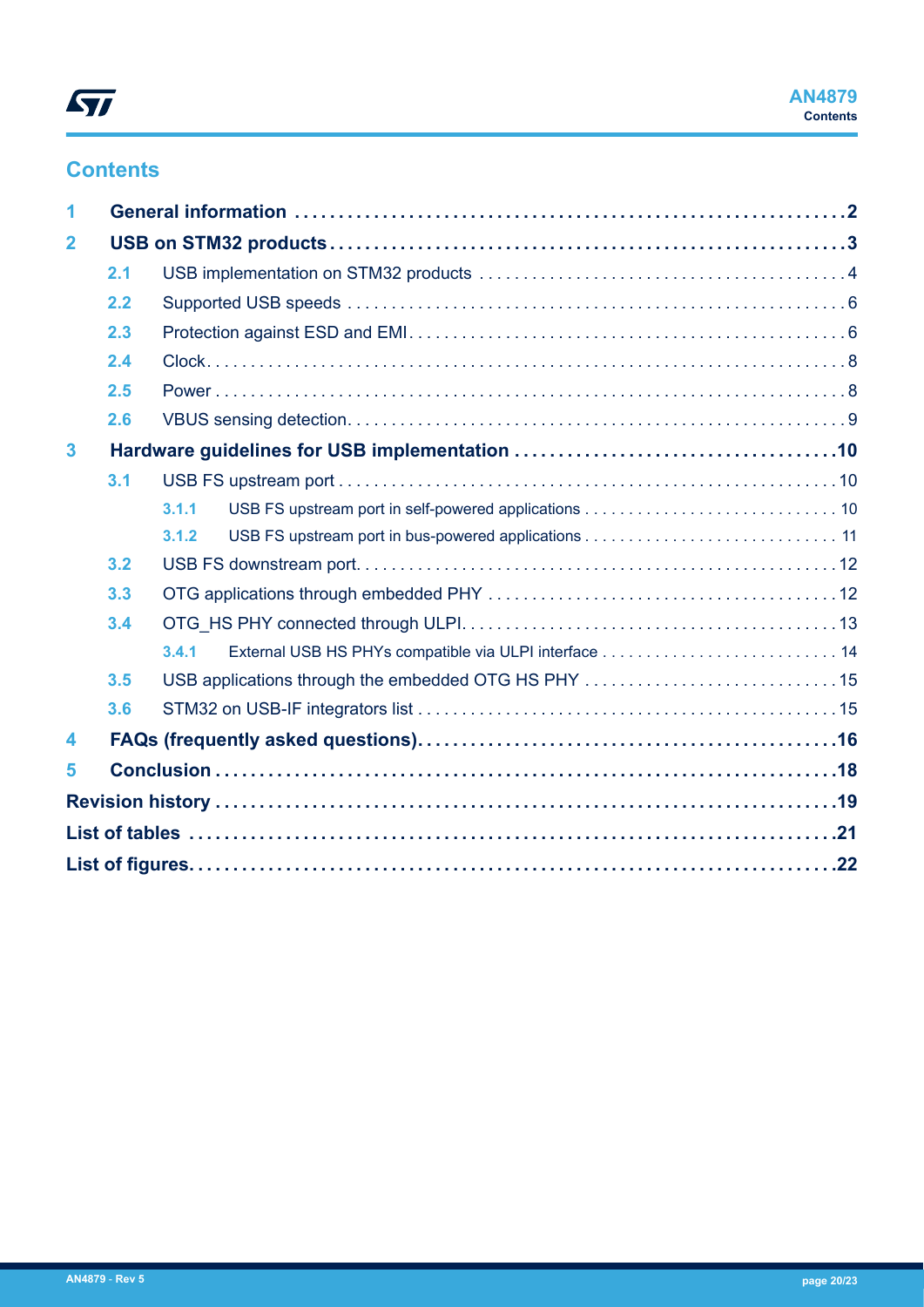## Contents

**1 General information . . . . . . . . . . 2**

**2 USB on STM32 products . . . . . . . . . . 3**

- 2.1 USB implementation on STM32 products . . . . . . . . . . 4
- 2.2 Supported USB speeds . . . . . . . . . . 6
- 2.3 Protection against ESD and EMI . . . . . . . . . . 6
- 2.4 Clock . . . . . . . . . . 8
- 2.5 Power . . . . . . . . . . 8
- 2.6 VBUS sensing detection . . . . . . . . . . 9

**3 Hardware guidelines for USB implementation . . . . . . . . . . 10**

- 3.1 USB FS upstream port . . . . . . . . . . 10
  - 3.1.1 USB FS upstream port in self-powered applications . . . . . . . . . . 10
  - 3.1.2 USB FS upstream port in bus-powered applications . . . . . . . . . . 11
- 3.2 USB FS downstream port . . . . . . . . . . 12
- 3.3 OTG applications through embedded PHY . . . . . . . . . . 12
- 3.4 OTG_HS PHY connected through ULPI . . . . . . . . . . 13
  - 3.4.1 External USB HS PHYs compatible via ULPI interface . . . . . . . . . . 14
- 3.5 USB applications through the embedded OTG HS PHY . . . . . . . . . . 15
- 3.6 STM32 on USB-IF integrators list . . . . . . . . . . 15

**4 FAQs (frequently asked questions) . . . . . . . . . . 16**

**5 Conclusion . . . . . . . . . . 18**

**Revision history . . . . . . . . . . 19**

**List of tables . . . . . . . . . . 21**

**List of figures . . . . . . . . . . 22**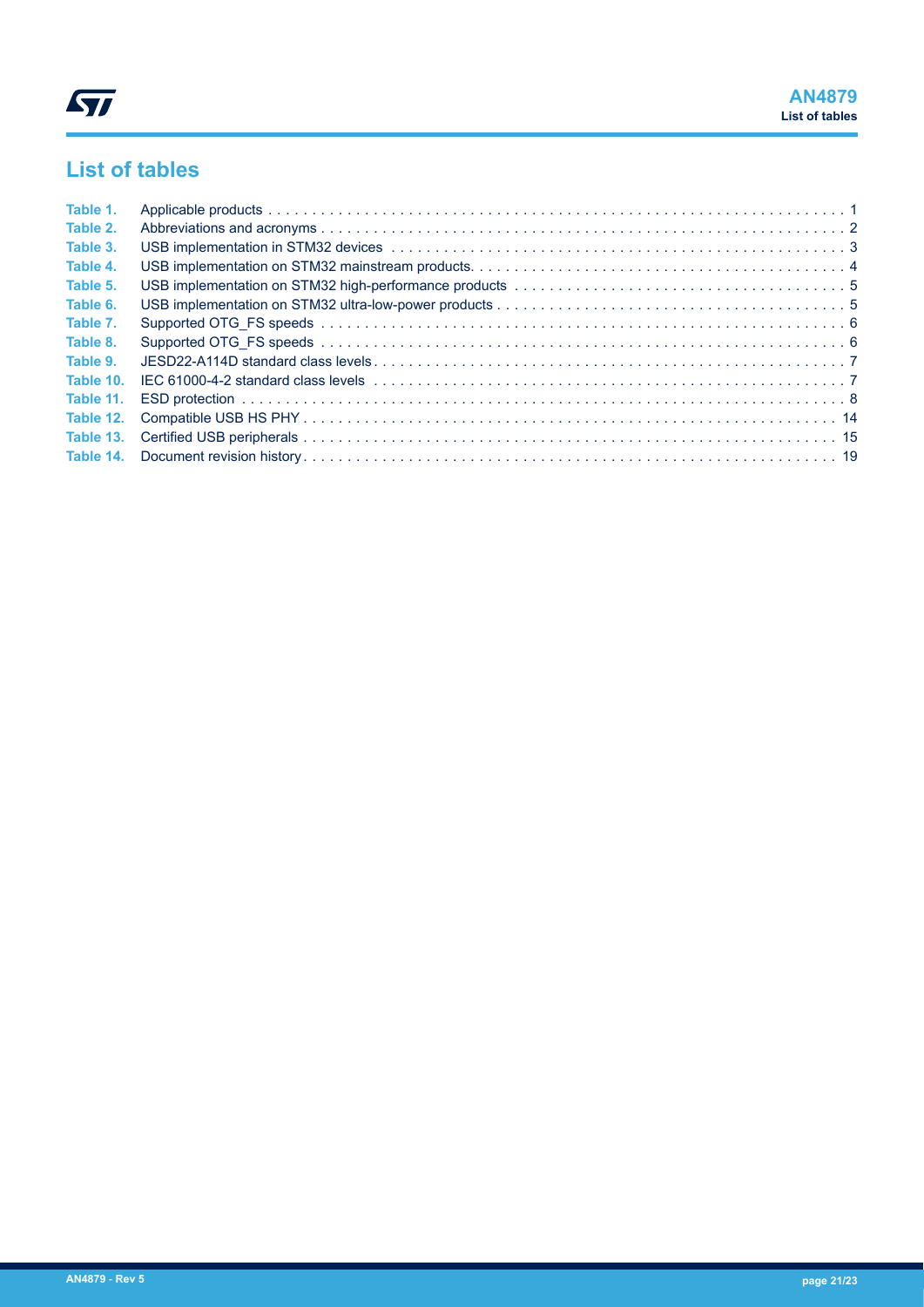# List of tables

| | | |
|---|---|---|
| Table 1. | Applicable products | 1 |
| Table 2. | Abbreviations and acronyms | 2 |
| Table 3. | USB implementation in STM32 devices | 3 |
| Table 4. | USB implementation on STM32 mainstream products | 4 |
| Table 5. | USB implementation on STM32 high-performance products | 5 |
| Table 6. | USB implementation on STM32 ultra-low-power products | 5 |
| Table 7. | Supported OTG_FS speeds | 6 |
| Table 8. | Supported OTG_FS speeds | 6 |
| Table 9. | JESD22-A114D standard class levels | 7 |
| Table 10. | IEC 61000-4-2 standard class levels | 7 |
| Table 11. | ESD protection | 8 |
| Table 12. | Compatible USB HS PHY | 14 |
| Table 13. | Certified USB peripherals | 15 |
| Table 14. | Document revision history | 19 |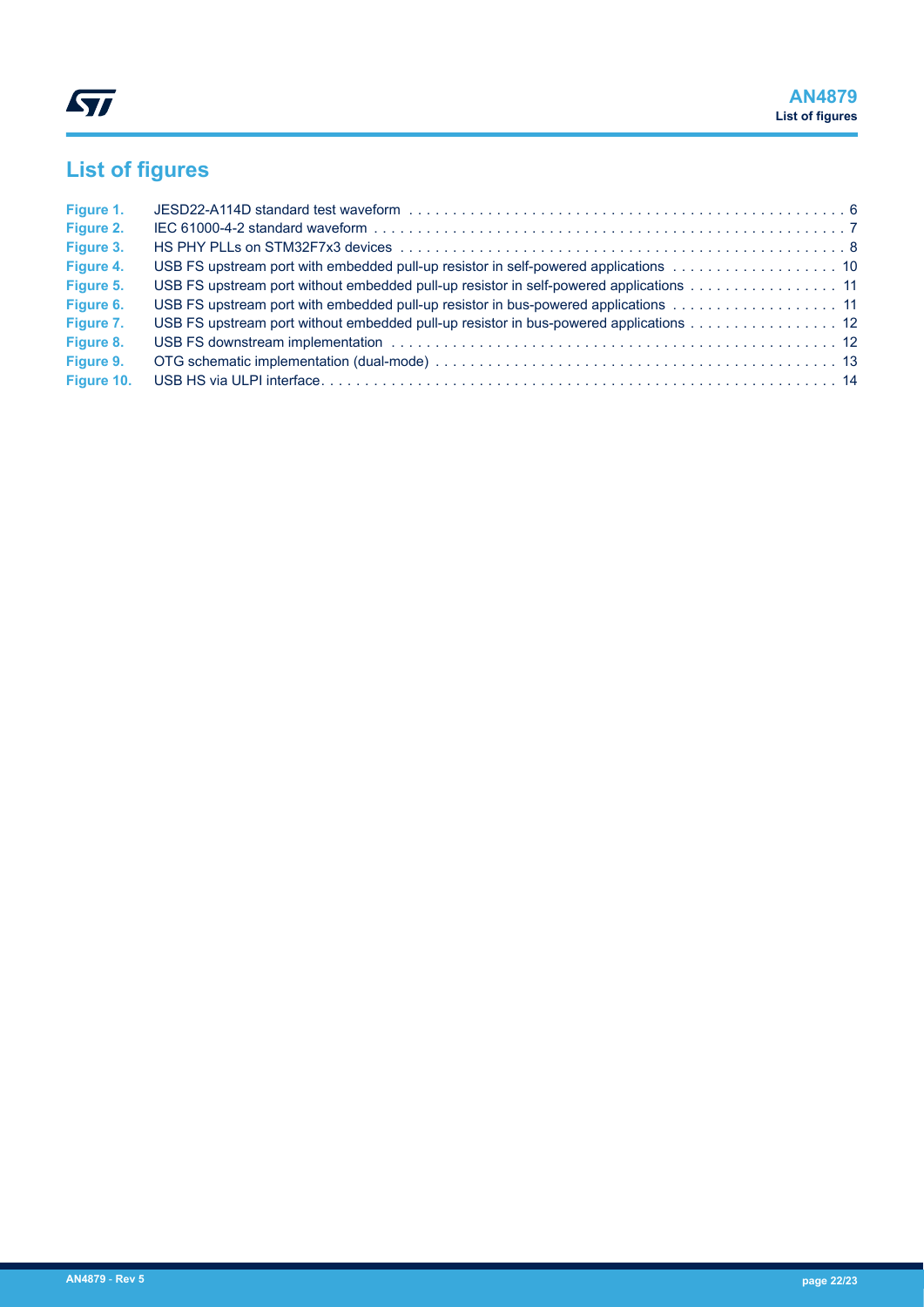# List of figures

| | | |
|---|---|---|
| Figure 1. | JESD22-A114D standard test waveform | 6 |
| Figure 2. | IEC 61000-4-2 standard waveform | 7 |
| Figure 3. | HS PHY PLLs on STM32F7x3 devices | 8 |
| Figure 4. | USB FS upstream port with embedded pull-up resistor in self-powered applications | 10 |
| Figure 5. | USB FS upstream port without embedded pull-up resistor in self-powered applications | 11 |
| Figure 6. | USB FS upstream port with embedded pull-up resistor in bus-powered applications | 11 |
| Figure 7. | USB FS upstream port without embedded pull-up resistor in bus-powered applications | 12 |
| Figure 8. | USB FS downstream implementation | 12 |
| Figure 9. | OTG schematic implementation (dual-mode) | 13 |
| Figure 10. | USB HS via ULPI interface | 14 |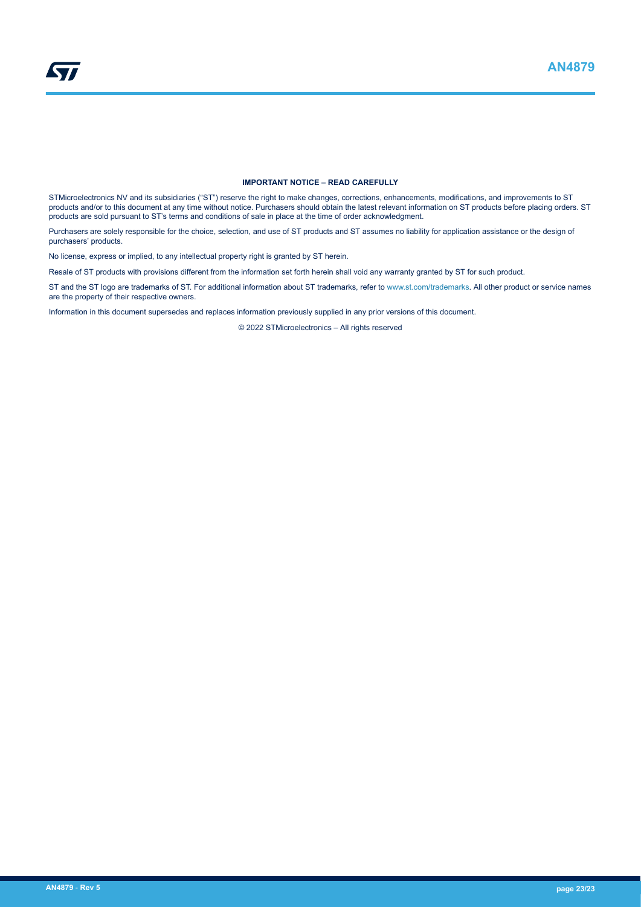**IMPORTANT NOTICE – READ CAREFULLY**

STMicroelectronics NV and its subsidiaries ("ST") reserve the right to make changes, corrections, enhancements, modifications, and improvements to ST products and/or to this document at any time without notice. Purchasers should obtain the latest relevant information on ST products before placing orders. ST products are sold pursuant to ST's terms and conditions of sale in place at the time of order acknowledgment.

Purchasers are solely responsible for the choice, selection, and use of ST products and ST assumes no liability for application assistance or the design of purchasers' products.

No license, express or implied, to any intellectual property right is granted by ST herein.

Resale of ST products with provisions different from the information set forth herein shall void any warranty granted by ST for such product.

ST and the ST logo are trademarks of ST. For additional information about ST trademarks, refer to www.st.com/trademarks. All other product or service names are the property of their respective owners.

Information in this document supersedes and replaces information previously supplied in any prior versions of this document.

© 2022 STMicroelectronics – All rights reserved